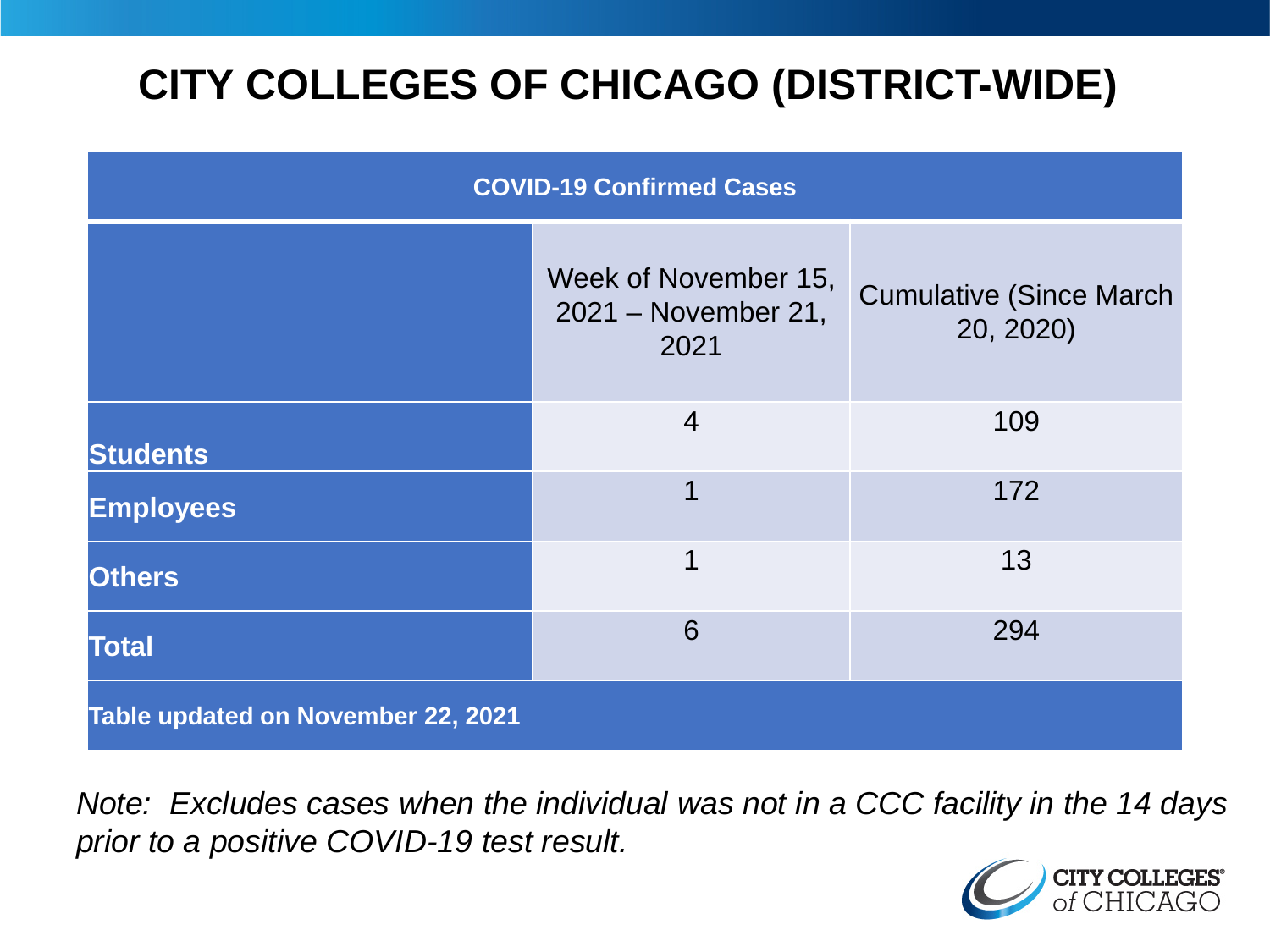# CITY COLLEGES OF CHICAGO (DISTRICT-WIDE)

| COVID-19 Confirmed Cases | | |
|---|---|---|
| | Week of November 15, 2021 – November 21, 2021 | Cumulative (Since March 20, 2020) |
| **Students** | 4 | 109 |
| **Employees** | 1 | 172 |
| **Others** | 1 | 13 |
| **Total** | 6 | 294 |
| **Table updated on November 22, 2021** | | |

*Note: Excludes cases when the individual was not in a CCC facility in the 14 days prior to a positive COVID-19 test result.*

CITY COLLEGES of CHICAGO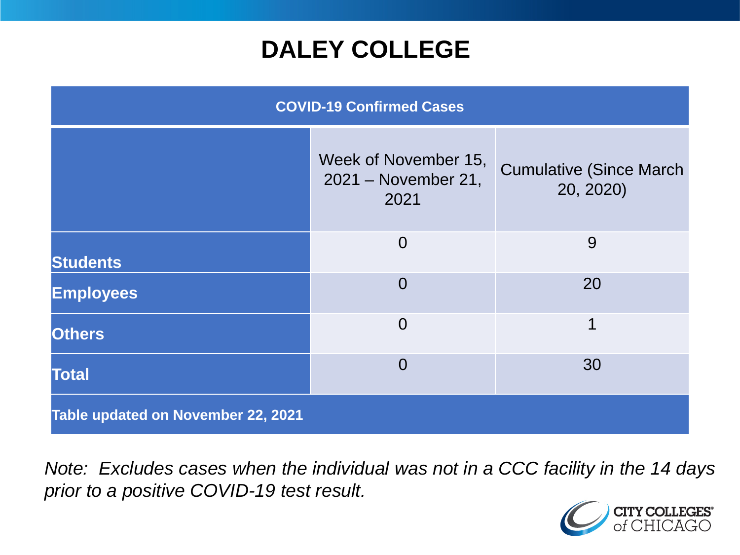# DALEY COLLEGE

| COVID-19 Confirmed Cases | | |
|---|---|---|
| | Week of November 15, 2021 – November 21, 2021 | Cumulative (Since March 20, 2020) |
| **Students** | 0 | 9 |
| **Employees** | 0 | 20 |
| **Others** | 0 | 1 |
| **Total** | 0 | 30 |
| **Table updated on November 22, 2021** | | |

*Note: Excludes cases when the individual was not in a CCC facility in the 14 days prior to a positive COVID-19 test result.*

CITY COLLEGES of CHICAGO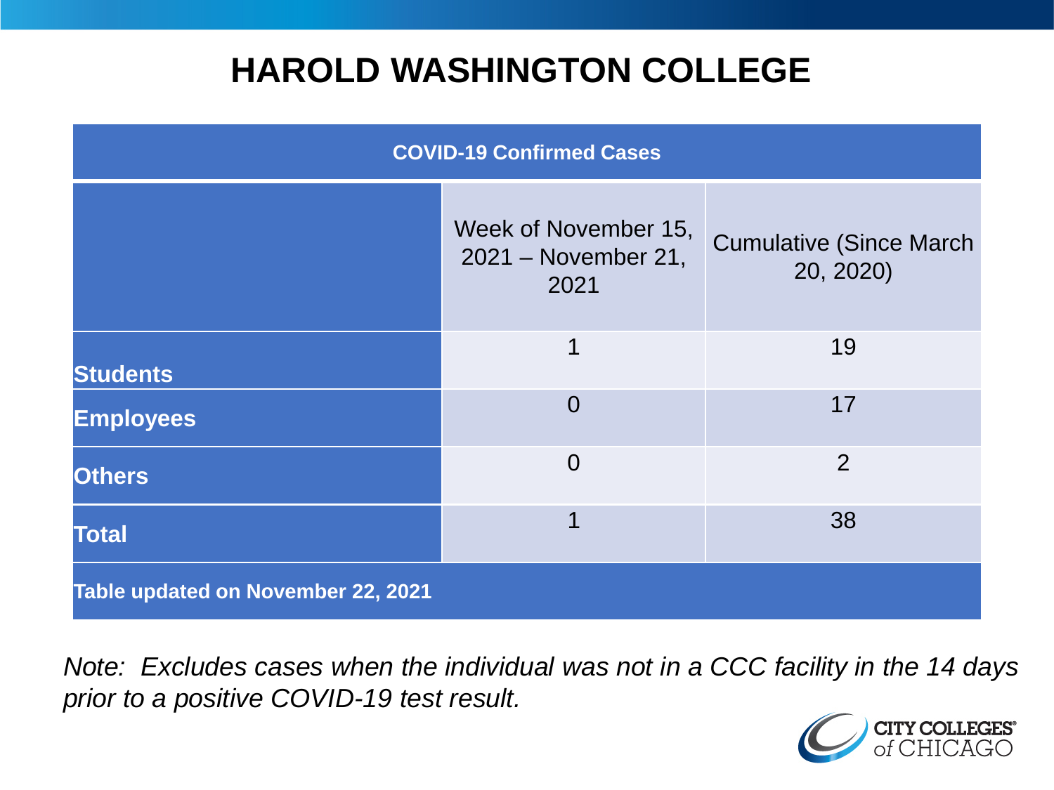# HAROLD WASHINGTON COLLEGE

| COVID-19 Confirmed Cases | | |
|---|---|---|
| | Week of November 15, 2021 – November 21, 2021 | Cumulative (Since March 20, 2020) |
| **Students** | 1 | 19 |
| **Employees** | 0 | 17 |
| **Others** | 0 | 2 |
| **Total** | 1 | 38 |
| **Table updated on November 22, 2021** | | |

*Note: Excludes cases when the individual was not in a CCC facility in the 14 days prior to a positive COVID-19 test result.*

CITY COLLEGES of CHICAGO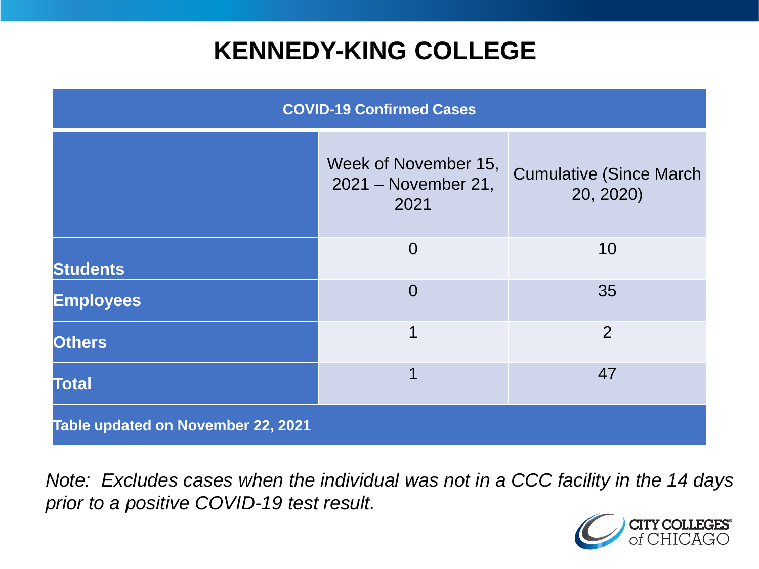# KENNEDY-KING COLLEGE

| COVID-19 Confirmed Cases | | |
|---|---|---|
| | Week of November 15, 2021 – November 21, 2021 | Cumulative (Since March 20, 2020) |
| **Students** | 0 | 10 |
| **Employees** | 0 | 35 |
| **Others** | 1 | 2 |
| **Total** | 1 | 47 |
| **Table updated on November 22, 2021** | | |

*Note: Excludes cases when the individual was not in a CCC facility in the 14 days prior to a positive COVID-19 test result.*

CITY COLLEGES of CHICAGO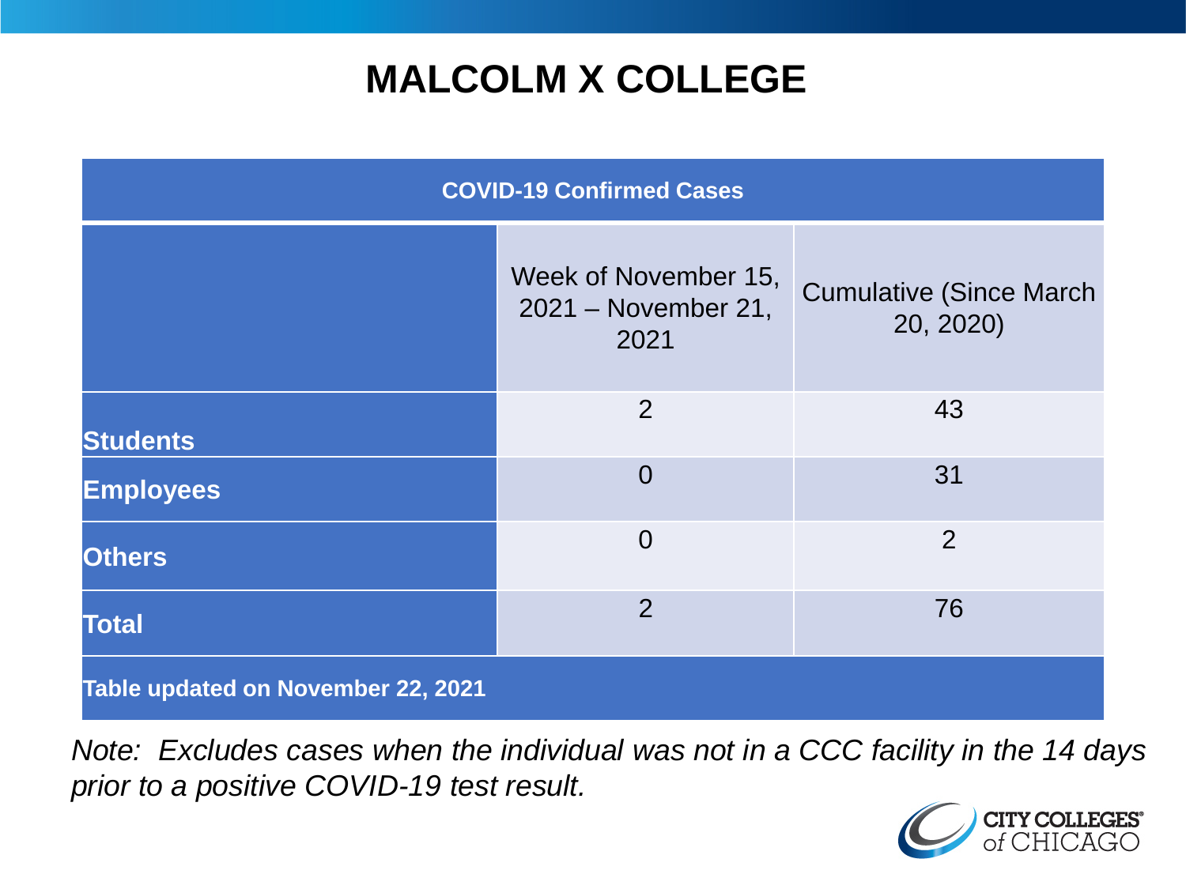# MALCOLM X COLLEGE

| COVID-19 Confirmed Cases | | |
|---|---|---|
| | Week of November 15, 2021 – November 21, 2021 | Cumulative (Since March 20, 2020) |
| **Students** | 2 | 43 |
| **Employees** | 0 | 31 |
| **Others** | 0 | 2 |
| **Total** | 2 | 76 |
| **Table updated on November 22, 2021** | | |

*Note: Excludes cases when the individual was not in a CCC facility in the 14 days prior to a positive COVID-19 test result.*

CITY COLLEGES of CHICAGO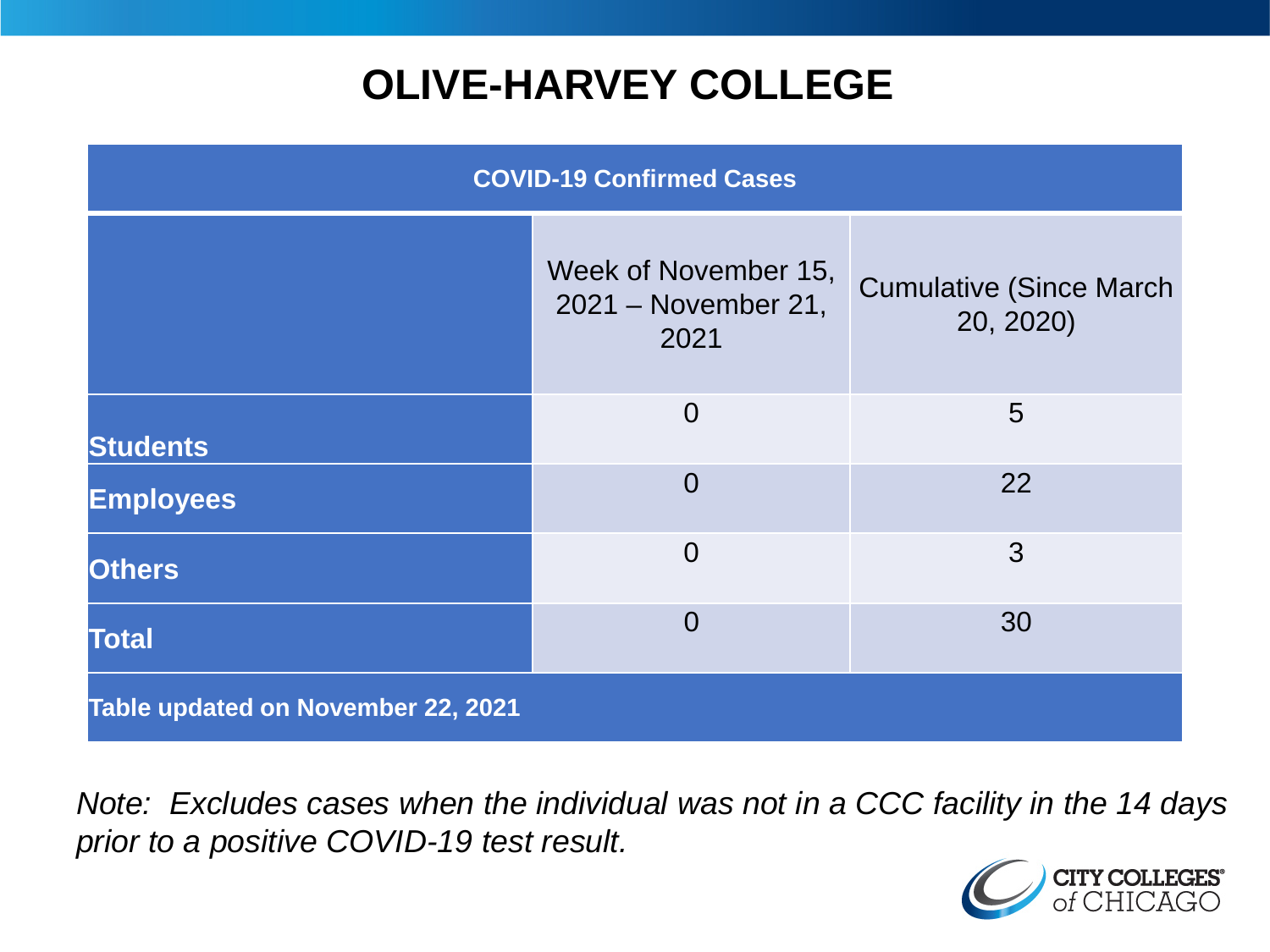# OLIVE-HARVEY COLLEGE

| COVID-19 Confirmed Cases | | |
|---|---|---|
| | Week of November 15, 2021 – November 21, 2021 | Cumulative (Since March 20, 2020) |
| **Students** | 0 | 5 |
| **Employees** | 0 | 22 |
| **Others** | 0 | 3 |
| **Total** | 0 | 30 |
| **Table updated on November 22, 2021** | | |

*Note: Excludes cases when the individual was not in a CCC facility in the 14 days prior to a positive COVID-19 test result.*

CITY COLLEGES of CHICAGO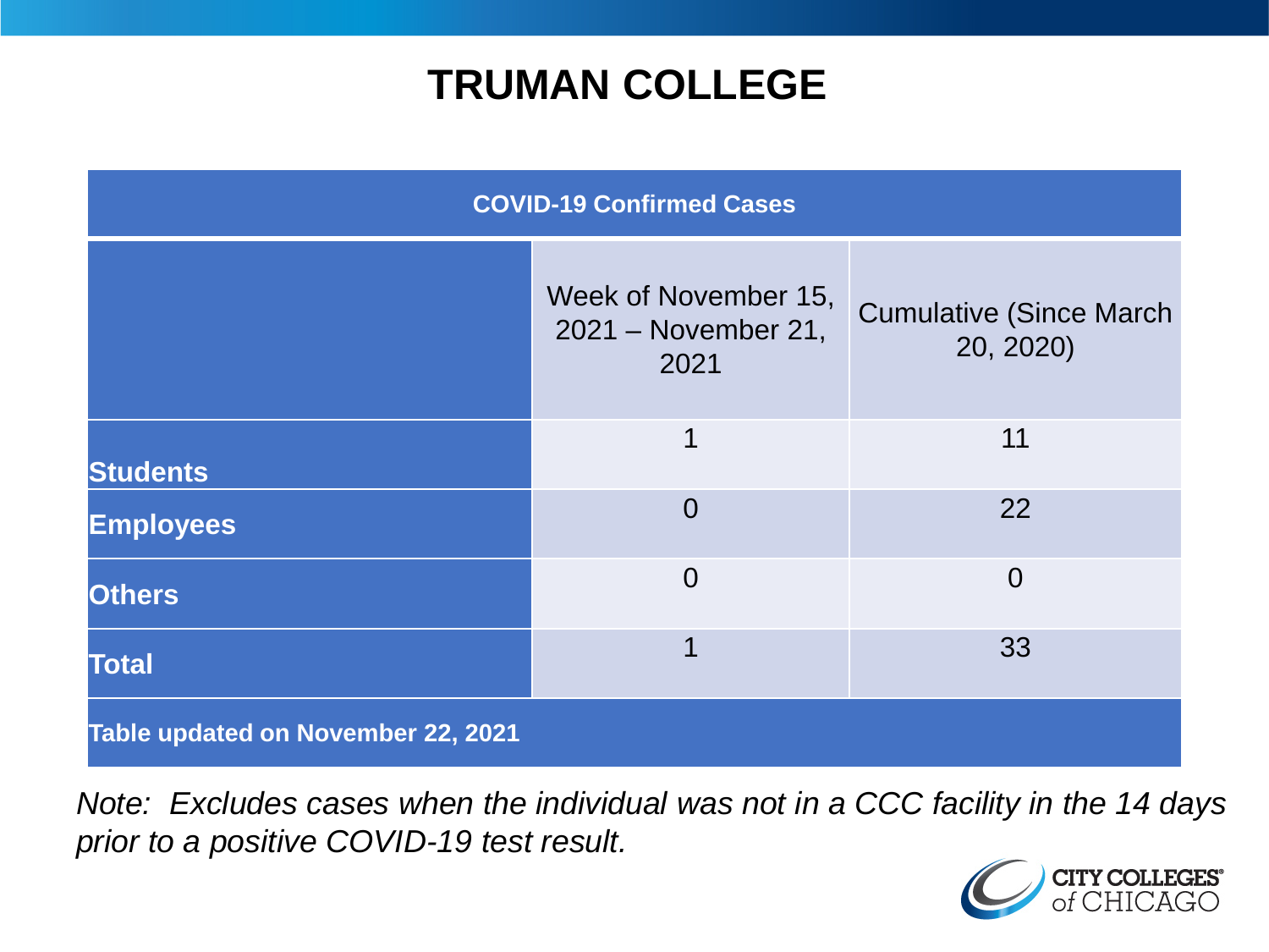# TRUMAN COLLEGE

| COVID-19 Confirmed Cases | | |
|---|---|---|
| | Week of November 15, 2021 – November 21, 2021 | Cumulative (Since March 20, 2020) |
| **Students** | 1 | 11 |
| **Employees** | 0 | 22 |
| **Others** | 0 | 0 |
| **Total** | 1 | 33 |
| **Table updated on November 22, 2021** | | |

*Note: Excludes cases when the individual was not in a CCC facility in the 14 days prior to a positive COVID-19 test result.*

CITY COLLEGES of CHICAGO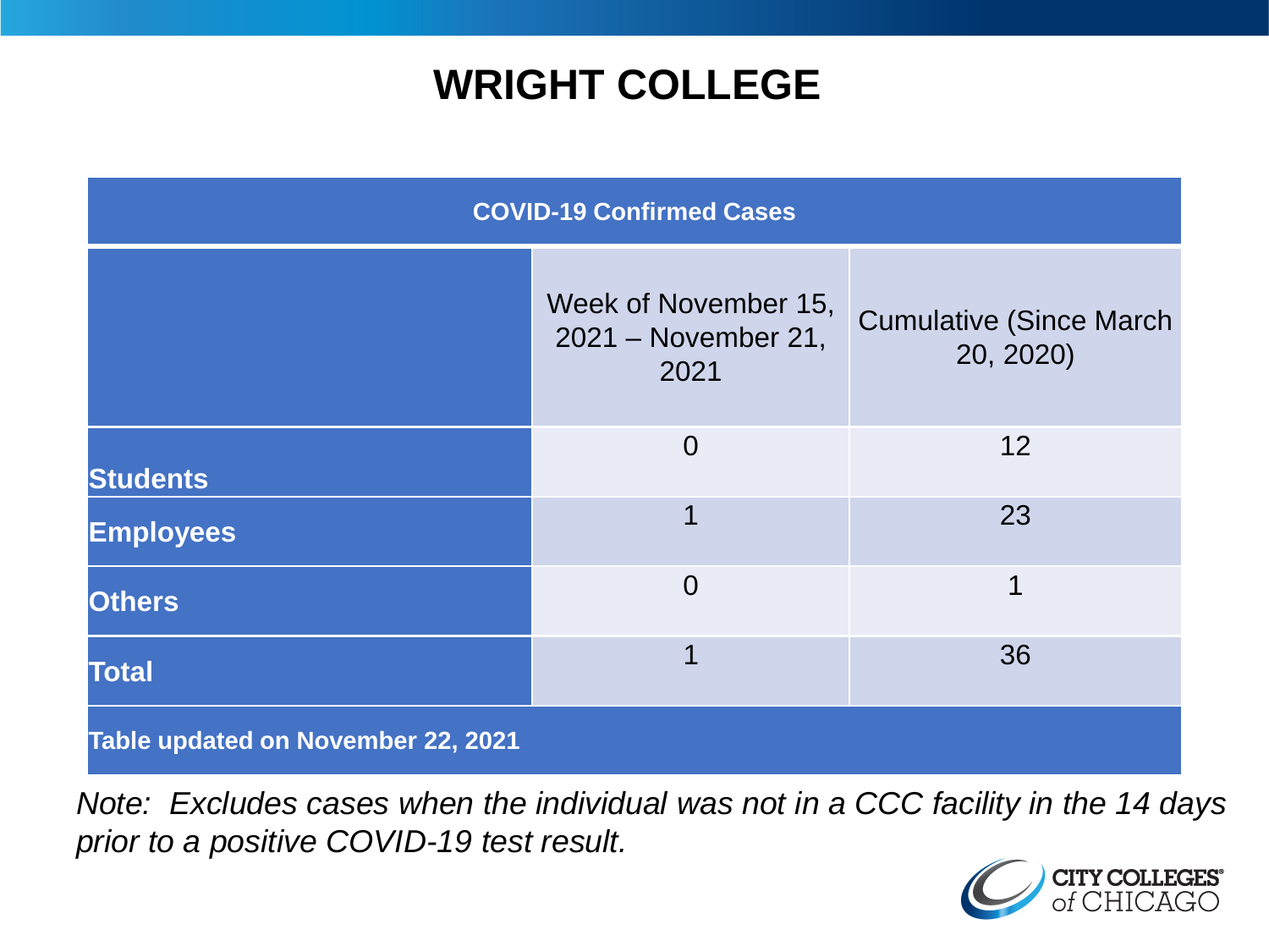# WRIGHT COLLEGE

| COVID-19 Confirmed Cases | | |
|---|---|---|
| | Week of November 15, 2021 – November 21, 2021 | Cumulative (Since March 20, 2020) |
| **Students** | 0 | 12 |
| **Employees** | 1 | 23 |
| **Others** | 0 | 1 |
| **Total** | 1 | 36 |
| **Table updated on November 22, 2021** | | |

*Note: Excludes cases when the individual was not in a CCC facility in the 14 days prior to a positive COVID-19 test result.*

CITY COLLEGES of CHICAGO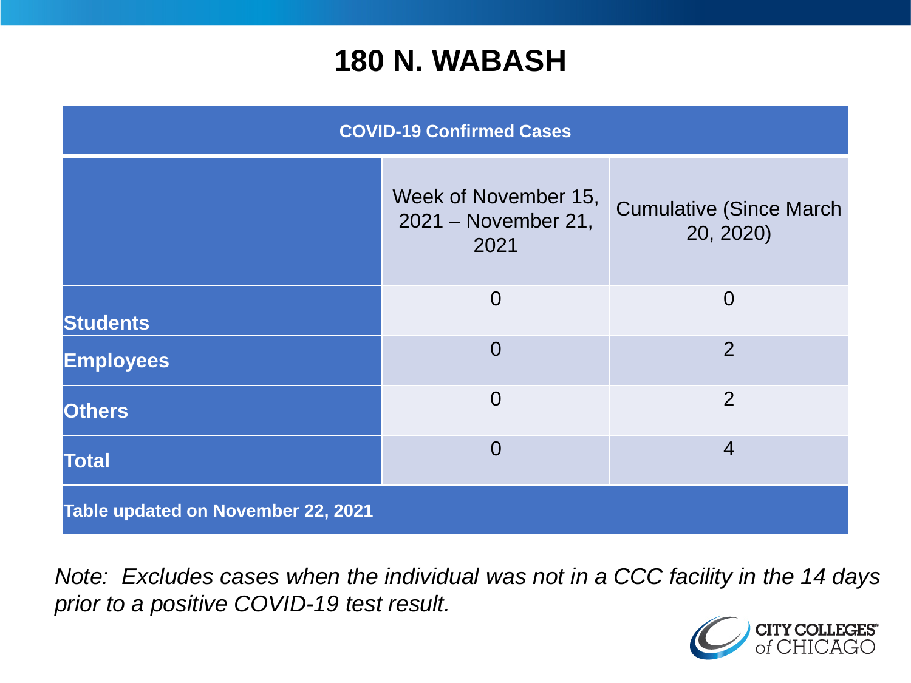# 180 N. WABASH

| COVID-19 Confirmed Cases | | |
|---|---|---|
| | Week of November 15, 2021 – November 21, 2021 | Cumulative (Since March 20, 2020) |
| **Students** | 0 | 0 |
| **Employees** | 0 | 2 |
| **Others** | 0 | 2 |
| **Total** | 0 | 4 |
| **Table updated on November 22, 2021** | | |

*Note: Excludes cases when the individual was not in a CCC facility in the 14 days prior to a positive COVID-19 test result.*

CITY COLLEGES of CHICAGO